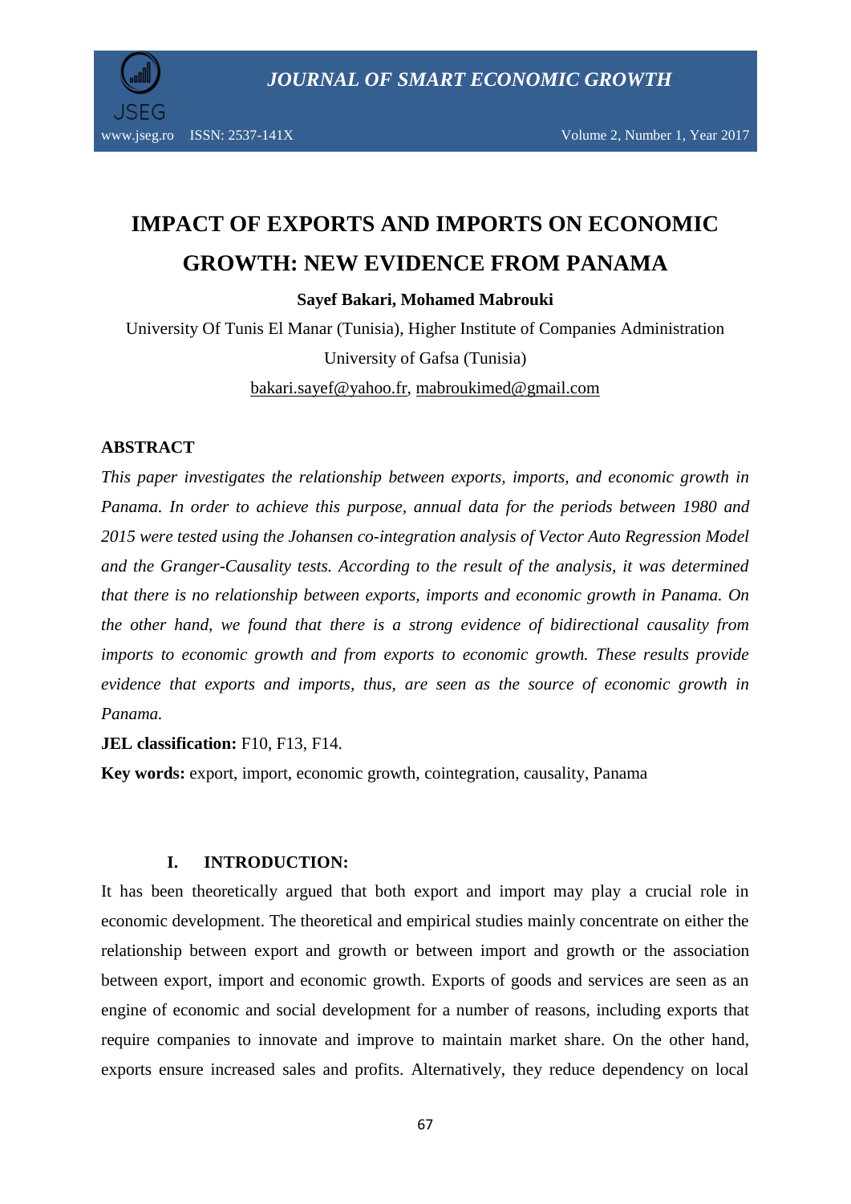# IMPACT OF EXPORTS AND IMPORTS ON ECONOMIC GROWTH: NEW EVIDENCE FROM PANAMA

**Sayef Bakari, Mohamed Mabrouki**

University Of Tunis El Manar (Tunisia), Higher Institute of Companies Administration

University of Gafsa (Tunisia)

bakari.sayef@yahoo.fr, mabroukimed@gmail.com

## ABSTRACT

*This paper investigates the relationship between exports, imports, and economic growth in Panama. In order to achieve this purpose, annual data for the periods between 1980 and 2015 were tested using the Johansen co-integration analysis of Vector Auto Regression Model and the Granger-Causality tests. According to the result of the analysis, it was determined that there is no relationship between exports, imports and economic growth in Panama. On the other hand, we found that there is a strong evidence of bidirectional causality from imports to economic growth and from exports to economic growth. These results provide evidence that exports and imports, thus, are seen as the source of economic growth in Panama.*

**JEL classification:** F10, F13, F14.

**Key words:** export, import, economic growth, cointegration, causality, Panama

## I. INTRODUCTION:

It has been theoretically argued that both export and import may play a crucial role in economic development. The theoretical and empirical studies mainly concentrate on either the relationship between export and growth or between import and growth or the association between export, import and economic growth. Exports of goods and services are seen as an engine of economic and social development for a number of reasons, including exports that require companies to innovate and improve to maintain market share. On the other hand, exports ensure increased sales and profits. Alternatively, they reduce dependency on local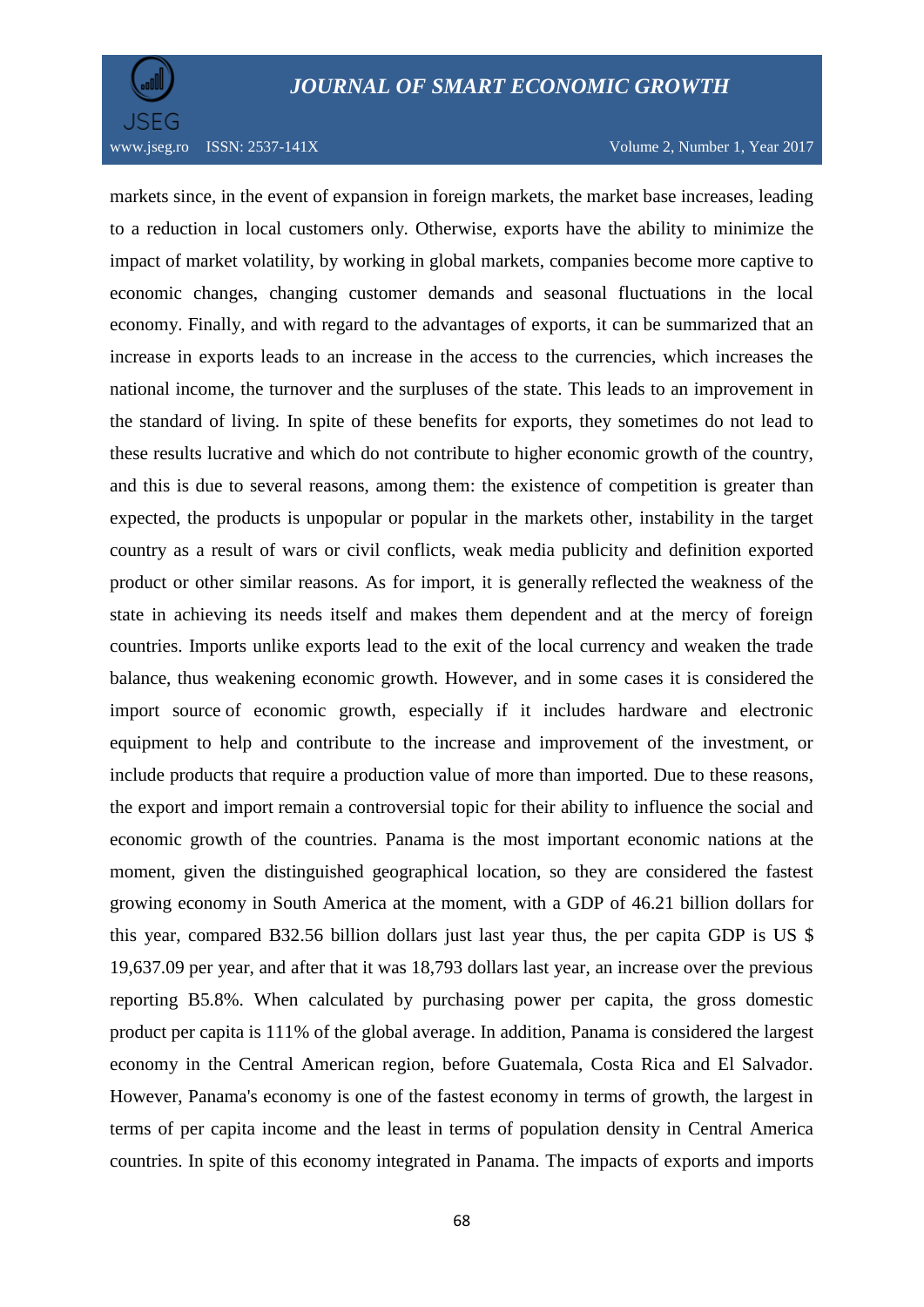markets since, in the event of expansion in foreign markets, the market base increases, leading to a reduction in local customers only. Otherwise, exports have the ability to minimize the impact of market volatility, by working in global markets, companies become more captive to economic changes, changing customer demands and seasonal fluctuations in the local economy. Finally, and with regard to the advantages of exports, it can be summarized that an increase in exports leads to an increase in the access to the currencies, which increases the national income, the turnover and the surpluses of the state. This leads to an improvement in the standard of living. In spite of these benefits for exports, they sometimes do not lead to these results lucrative and which do not contribute to higher economic growth of the country, and this is due to several reasons, among them: the existence of competition is greater than expected, the products is unpopular or popular in the markets other, instability in the target country as a result of wars or civil conflicts, weak media publicity and definition exported product or other similar reasons. As for import, it is generally reflected the weakness of the state in achieving its needs itself and makes them dependent and at the mercy of foreign countries. Imports unlike exports lead to the exit of the local currency and weaken the trade balance, thus weakening economic growth. However, and in some cases it is considered the import source of economic growth, especially if it includes hardware and electronic equipment to help and contribute to the increase and improvement of the investment, or include products that require a production value of more than imported. Due to these reasons, the export and import remain a controversial topic for their ability to influence the social and economic growth of the countries. Panama is the most important economic nations at the moment, given the distinguished geographical location, so they are considered the fastest growing economy in South America at the moment, with a GDP of 46.21 billion dollars for this year, compared B32.56 billion dollars just last year thus, the per capita GDP is US $ 19,637.09 per year, and after that it was 18,793 dollars last year, an increase over the previous reporting B5.8%. When calculated by purchasing power per capita, the gross domestic product per capita is 111% of the global average. In addition, Panama is considered the largest economy in the Central American region, before Guatemala, Costa Rica and El Salvador. However, Panama's economy is one of the fastest economy in terms of growth, the largest in terms of per capita income and the least in terms of population density in Central America countries. In spite of this economy integrated in Panama. The impacts of exports and imports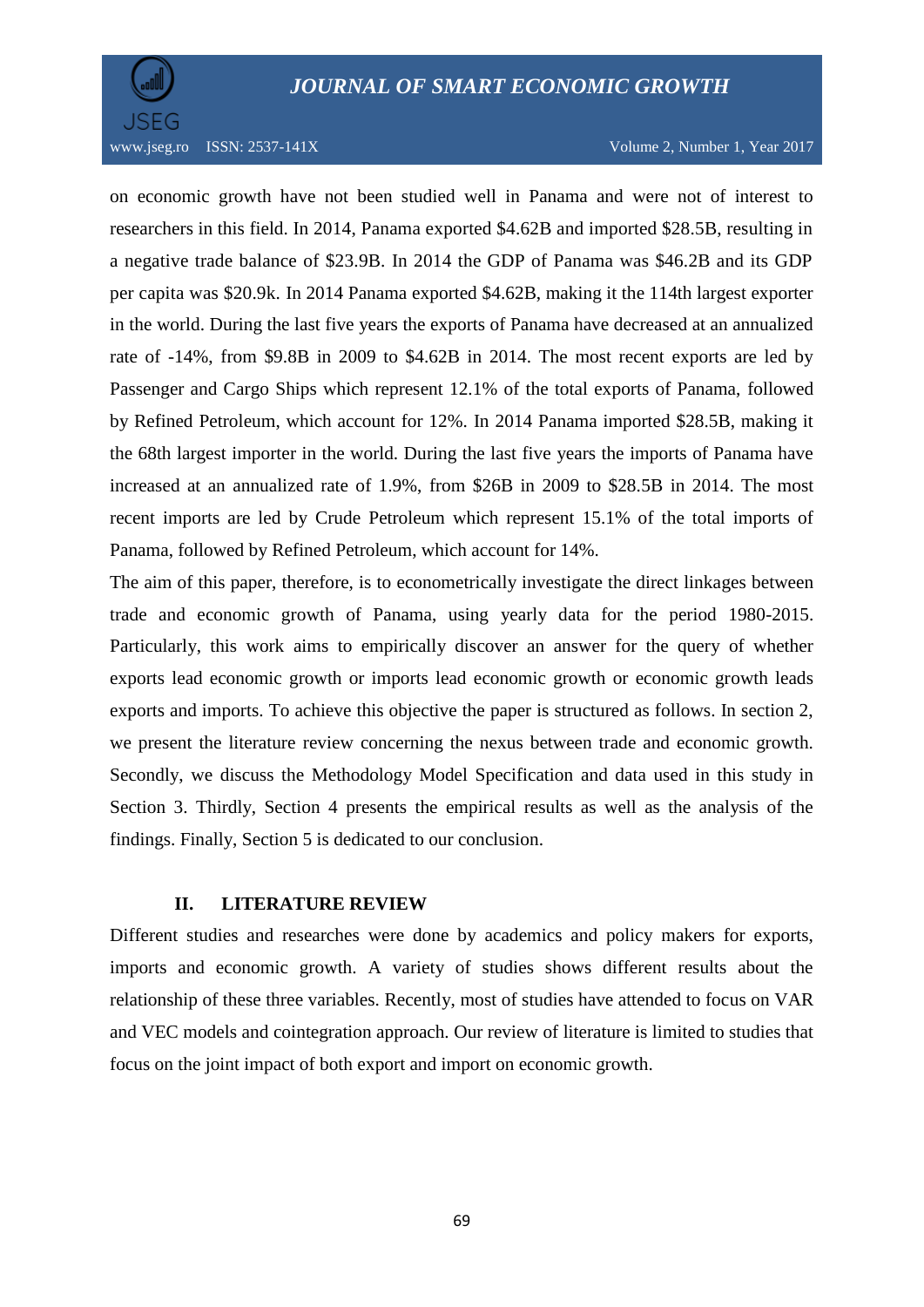on economic growth have not been studied well in Panama and were not of interest to researchers in this field. In 2014, Panama exported $4.62B and imported $28.5B, resulting in a negative trade balance of $23.9B. In 2014 the GDP of Panama was $46.2B and its GDP per capita was $20.9k. In 2014 Panama exported $4.62B, making it the 114th largest exporter in the world. During the last five years the exports of Panama have decreased at an annualized rate of -14%, from $9.8B in 2009 to $4.62B in 2014. The most recent exports are led by Passenger and Cargo Ships which represent 12.1% of the total exports of Panama, followed by Refined Petroleum, which account for 12%. In 2014 Panama imported $28.5B, making it the 68th largest importer in the world. During the last five years the imports of Panama have increased at an annualized rate of 1.9%, from $26B in 2009 to $28.5B in 2014. The most recent imports are led by Crude Petroleum which represent 15.1% of the total imports of Panama, followed by Refined Petroleum, which account for 14%.

The aim of this paper, therefore, is to econometrically investigate the direct linkages between trade and economic growth of Panama, using yearly data for the period 1980-2015. Particularly, this work aims to empirically discover an answer for the query of whether exports lead economic growth or imports lead economic growth or economic growth leads exports and imports. To achieve this objective the paper is structured as follows. In section 2, we present the literature review concerning the nexus between trade and economic growth. Secondly, we discuss the Methodology Model Specification and data used in this study in Section 3. Thirdly, Section 4 presents the empirical results as well as the analysis of the findings. Finally, Section 5 is dedicated to our conclusion.

## II. LITERATURE REVIEW

Different studies and researches were done by academics and policy makers for exports, imports and economic growth. A variety of studies shows different results about the relationship of these three variables. Recently, most of studies have attended to focus on VAR and VEC models and cointegration approach. Our review of literature is limited to studies that focus on the joint impact of both export and import on economic growth.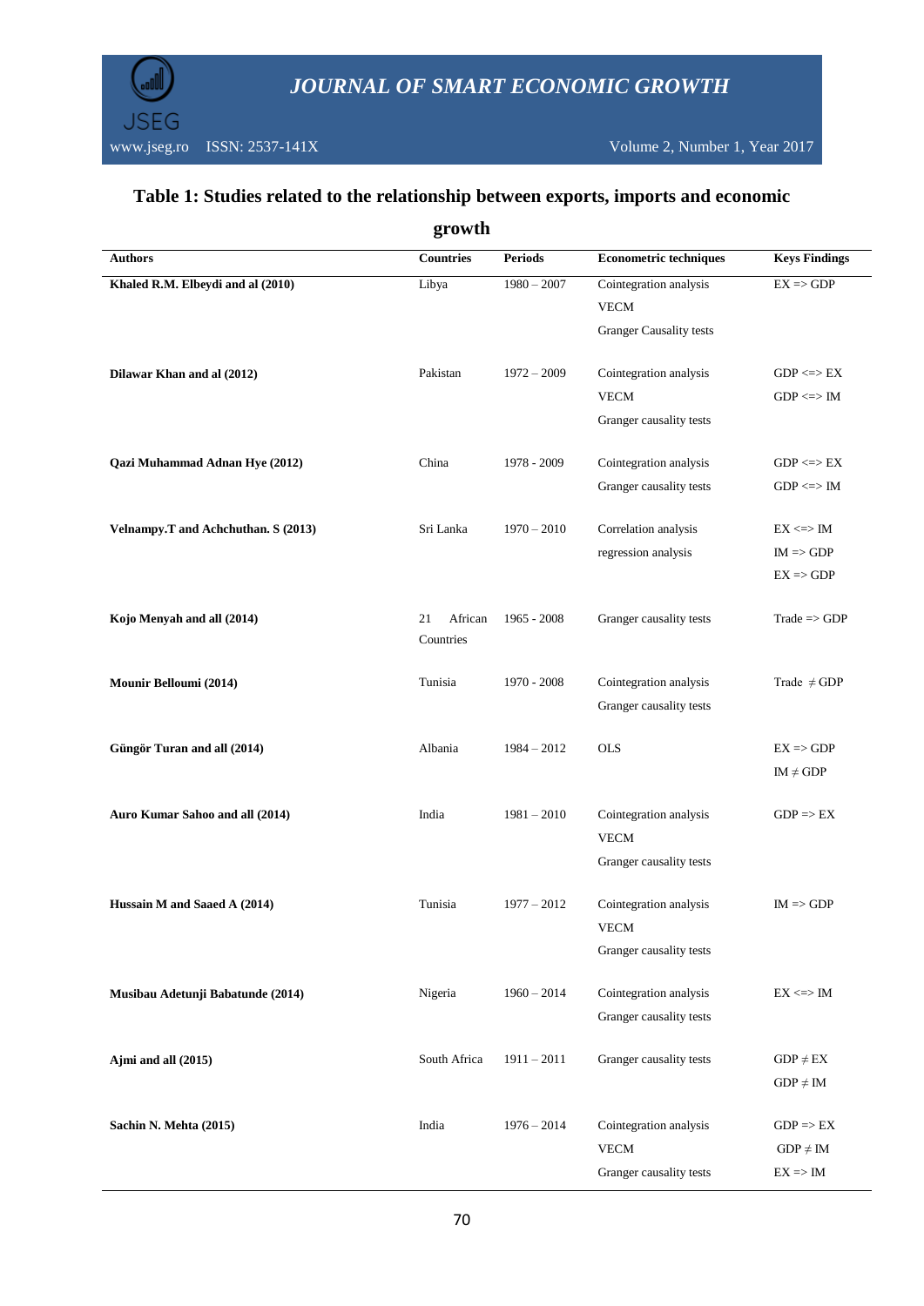**Table 1: Studies related to the relationship between exports, imports and economic growth**

| Authors | Countries | Periods | Econometric techniques | Keys Findings |
|---|---|---|---|---|
| **Khaled R.M. Elbeydi and al (2010)** | Libya | 1980 – 2007 | Cointegration analysis<br>VECM<br>Granger Causality tests | EX => GDP |
| **Dilawar Khan and al (2012)** | Pakistan | 1972 – 2009 | Cointegration analysis<br>VECM<br>Granger causality tests | GDP <=> EX<br>GDP <=> IM |
| **Qazi Muhammad Adnan Hye (2012)** | China | 1978 - 2009 | Cointegration analysis<br>Granger causality tests | GDP <=> EX<br>GDP <=> IM |
| **Velnampy.T and Achchuthan. S (2013)** | Sri Lanka | 1970 – 2010 | Correlation analysis<br>regression analysis | EX <=> IM<br>IM => GDP<br>EX => GDP |
| **Kojo Menyah and all (2014)** | 21 African Countries | 1965 - 2008 | Granger causality tests | Trade => GDP |
| **Mounir Belloumi (2014)** | Tunisia | 1970 - 2008 | Cointegration analysis<br>Granger causality tests | Trade ≠ GDP |
| **Güngör Turan and all (2014)** | Albania | 1984 – 2012 | OLS | EX => GDP<br>IM ≠ GDP |
| **Auro Kumar Sahoo and all (2014)** | India | 1981 – 2010 | Cointegration analysis<br>VECM<br>Granger causality tests | GDP => EX |
| **Hussain M and Saaed A (2014)** | Tunisia | 1977 – 2012 | Cointegration analysis<br>VECM<br>Granger Causality tests | IM => GDP |
| **Musibau Adetunji Babatunde (2014)** | Nigeria | 1960 – 2014 | Cointegration analysis<br>Granger causality tests | EX <=> IM |
| **Ajmi and all (2015)** | South Africa | 1911 – 2011 | Granger causality tests | GDP ≠ EX<br>GDP ≠ IM |
| **Sachin N. Mehta (2015)** | India | 1976 – 2014 | Cointegration analysis<br>VECM<br>Granger causality tests | GDP => EX<br>GDP ≠ IM<br>EX => IM |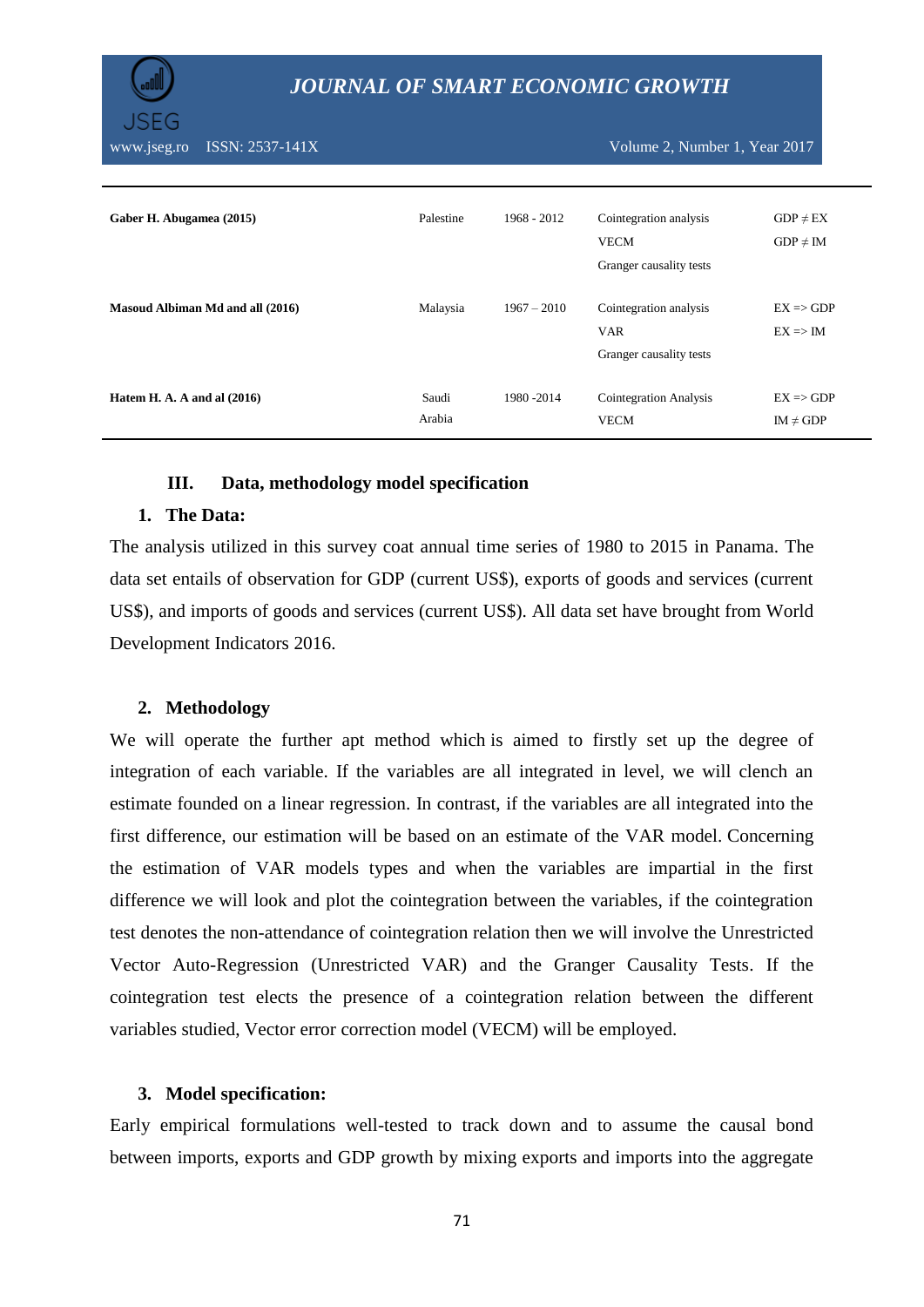| | | | | |
|---|---|---|---|---|
| **Gaber H. Abugamea (2015)** | Palestine | 1968 - 2012 | Cointegration analysis<br>VECM<br>Granger causality tests | GDP ≠ EX<br>GDP ≠ IM |
| **Masoud Albiman Md and all (2016)** | Malaysia | 1967 – 2010 | Cointegration analysis<br>VAR<br>Granger causality tests | EX => GDP<br>EX => IM |
| **Hatem H. A. A and al (2016)** | Saudi Arabia | 1980 -2014 | Cointegration Analysis<br>VECM | EX => GDP<br>IM ≠ GDP |

## III. Data, methodology model specification

### 1. The Data:

The analysis utilized in this survey coat annual time series of 1980 to 2015 in Panama. The data set entails of observation for GDP (current US$), exports of goods and services (current US$), and imports of goods and services (current US$). All data set have brought from World Development Indicators 2016.

### 2. Methodology

We will operate the further apt method which is aimed to firstly set up the degree of integration of each variable. If the variables are all integrated in level, we will clench an estimate founded on a linear regression. In contrast, if the variables are all integrated into the first difference, our estimation will be based on an estimate of the VAR model. Concerning the estimation of VAR models types and when the variables are impartial in the first difference we will look and plot the cointegration between the variables, if the cointegration test denotes the non-attendance of cointegration relation then we will involve the Unrestricted Vector Auto-Regression (Unrestricted VAR) and the Granger Causality Tests. If the cointegration test elects the presence of a cointegration relation between the different variables studied, Vector error correction model (VECM) will be employed.

### 3. Model specification:

Early empirical formulations well-tested to track down and to assume the causal bond between imports, exports and GDP growth by mixing exports and imports into the aggregate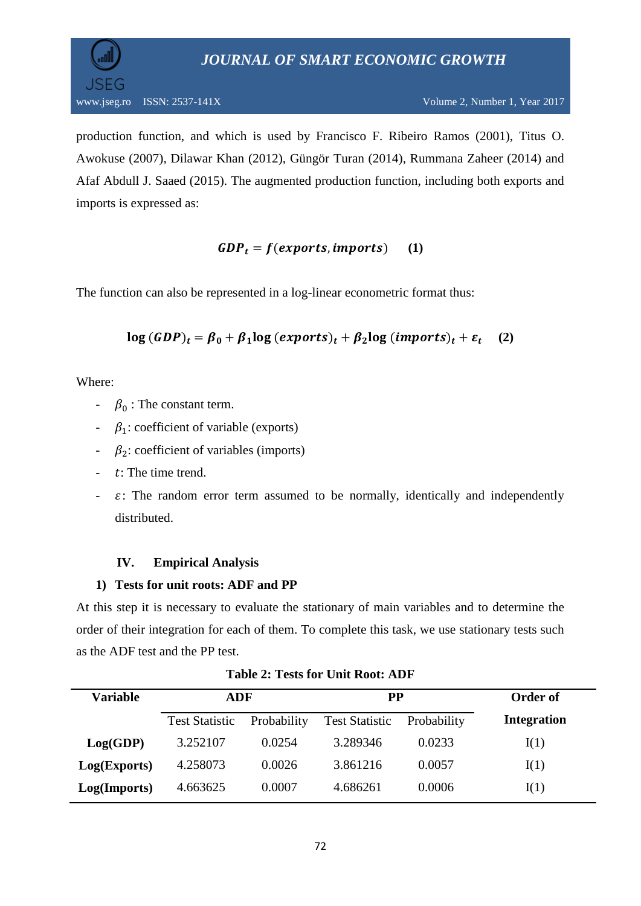production function, and which is used by Francisco F. Ribeiro Ramos (2001), Titus O. Awokuse (2007), Dilawar Khan (2012), Güngör Turan (2014), Rummana Zaheer (2014) and Afaf Abdull J. Saaed (2015). The augmented production function, including both exports and imports is expressed as:

$$\boldsymbol{GDP_t = f(exports, imports)} \quad \textbf{(1)}$$

The function can also be represented in a log-linear econometric format thus:

$$\log(\boldsymbol{GDP})_t = \boldsymbol{\beta_0} + \boldsymbol{\beta_1}\log(\boldsymbol{exports})_t + \boldsymbol{\beta_2}\log(\boldsymbol{imports})_t + \boldsymbol{\varepsilon_t} \quad \textbf{(2)}$$

Where:

- $\beta_0$ : The constant term.
- $\beta_1$: coefficient of variable (exports)
- $\beta_2$: coefficient of variables (imports)
- $t$: The time trend.
- $\varepsilon$: The random error term assumed to be normally, identically and independently distributed.

## IV. Empirical Analysis

### 1) Tests for unit roots: ADF and PP

At this step it is necessary to evaluate the stationary of main variables and to determine the order of their integration for each of them. To complete this task, we use stationary tests such as the ADF test and the PP test.

**Table 2: Tests for Unit Root: ADF**

| Variable | ADF | | PP | | Order of |
|---|---|---|---|---|---|
| | Test Statistic | Probability | Test Statistic | Probability | Integration |
| **Log(GDP)** | 3.252107 | 0.0254 | 3.289346 | 0.0233 | I(1) |
| **Log(Exports)** | 4.258073 | 0.0026 | 3.861216 | 0.0057 | I(1) |
| **Log(Imports)** | 4.663625 | 0.0007 | 4.686261 | 0.0006 | I(1) |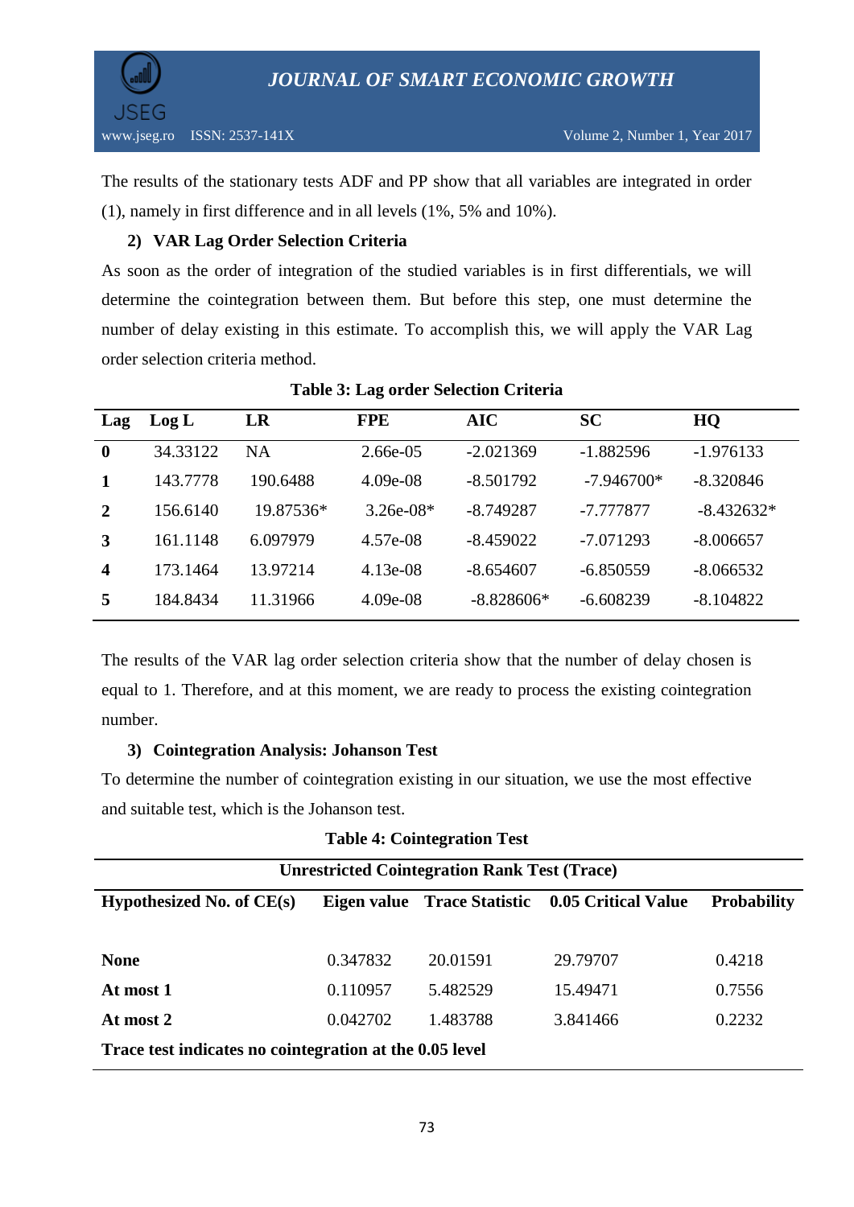The results of the stationary tests ADF and PP show that all variables are integrated in order (1), namely in first difference and in all levels (1%, 5% and 10%).

### 2) VAR Lag Order Selection Criteria

As soon as the order of integration of the studied variables is in first differentials, we will determine the cointegration between them. But before this step, one must determine the number of delay existing in this estimate. To accomplish this, we will apply the VAR Lag order selection criteria method.

**Table 3: Lag order Selection Criteria**

| Lag | Log L | LR | FPE | AIC | SC | HQ |
|---|---|---|---|---|---|---|
| **0** | 34.33122 | NA | 2.66e-05 | -2.021369 | -1.882596 | -1.976133 |
| **1** | 143.7778 | 190.6488 | 4.09e-08 | -8.501792 | -7.946700* | -8.320846 |
| **2** | 156.6140 | 19.87536* | 3.26e-08* | -8.749287 | -7.777877 | -8.432632* |
| **3** | 161.1148 | 6.097979 | 4.57e-08 | -8.459022 | -7.071293 | -8.006657 |
| **4** | 173.1464 | 13.97214 | 4.13e-08 | -8.654607 | -6.850559 | -8.066532 |
| **5** | 184.8434 | 11.31966 | 4.09e-08 | -8.828606* | -6.608239 | -8.104822 |

The results of the VAR lag order selection criteria show that the number of delay chosen is equal to 1. Therefore, and at this moment, we are ready to process the existing cointegration number.

### 3) Cointegration Analysis: Johanson Test

To determine the number of cointegration existing in our situation, we use the most effective and suitable test, which is the Johanson test.

**Table 4: Cointegration Test**

| **Unrestricted Cointegration Rank Test (Trace)** | | | | |
|---|---|---|---|---|
| **Hypothesized No. of CE(s)** | **Eigen value** | **Trace Statistic** | **0.05 Critical Value** | **Probability** |
| **None** | 0.347832 | 20.01591 | 29.79707 | 0.4218 |
| **At most 1** | 0.110957 | 5.482529 | 15.49471 | 0.7556 |
| **At most 2** | 0.042702 | 1.483788 | 3.841466 | 0.2232 |
| **Trace test indicates no cointegration at the 0.05 level** | | | | |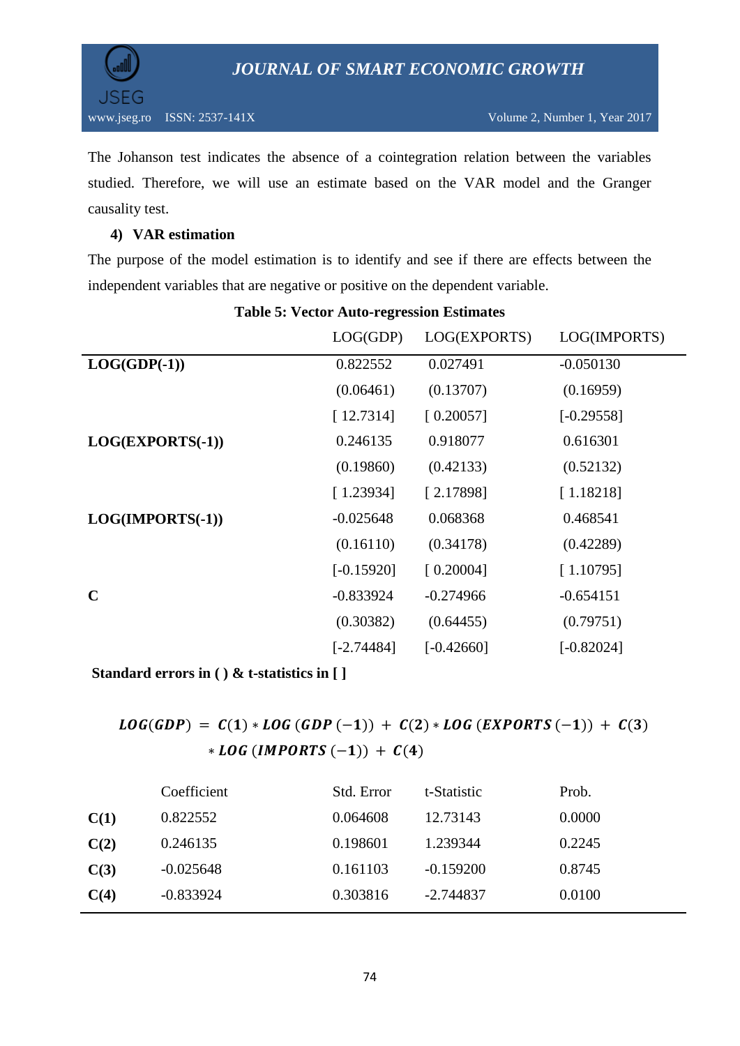The Johanson test indicates the absence of a cointegration relation between the variables studied. Therefore, we will use an estimate based on the VAR model and the Granger causality test.

**4) VAR estimation**

The purpose of the model estimation is to identify and see if there are effects between the independent variables that are negative or positive on the dependent variable.

**Table 5: Vector Auto-regression Estimates**

| | LOG(GDP) | LOG(EXPORTS) | LOG(IMPORTS) |
|---|---|---|---|
| **LOG(GDP(-1))** | 0.822552 | 0.027491 | -0.050130 |
| | (0.06461) | (0.13707) | (0.16959) |
| | [ 12.7314] | [ 0.20057] | [-0.29558] |
| **LOG(EXPORTS(-1))** | 0.246135 | 0.918077 | 0.616301 |
| | (0.19860) | (0.42133) | (0.52132) |
| | [ 1.23934] | [ 2.17898] | [ 1.18218] |
| **LOG(IMPORTS(-1))** | -0.025648 | 0.068368 | 0.468541 |
| | (0.16110) | (0.34178) | (0.42289) |
| | [-0.15920] | [ 0.20004] | [ 1.10795] |
| **C** | -0.833924 | -0.274966 | -0.654151 |
| | (0.30382) | (0.64455) | (0.79751) |
| | [-2.74484] | [-0.42660] | [-0.82024] |

**Standard errors in ( ) & t-statistics in [ ]**

$$LOG(GDP) = C(1) * LOG(GDP(-1)) + C(2) * LOG(EXPORTS(-1)) + C(3) * LOG(IMPORTS(-1)) + C(4)$$

| | Coefficient | Std. Error | t-Statistic | Prob. |
|---|---|---|---|---|
| **C(1)** | 0.822552 | 0.064608 | 12.73143 | 0.0000 |
| **C(2)** | 0.246135 | 0.198601 | 1.239344 | 0.2245 |
| **C(3)** | -0.025648 | 0.161103 | -0.159200 | 0.8745 |
| **C(4)** | -0.833924 | 0.303816 | -2.744837 | 0.0100 |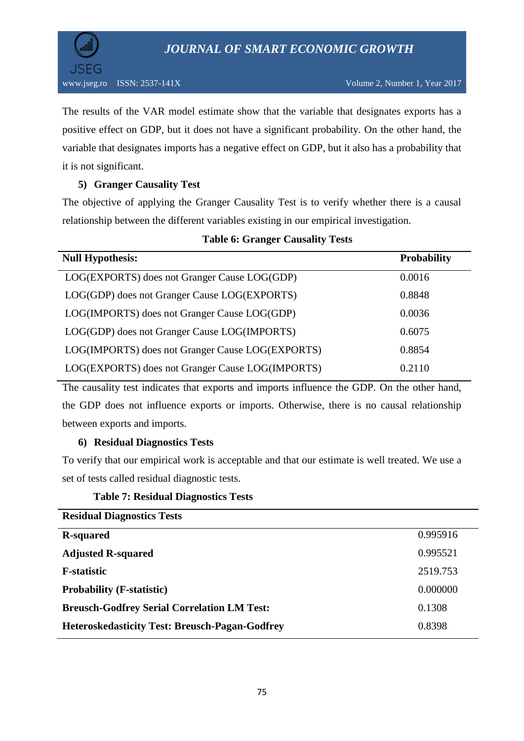The results of the VAR model estimate show that the variable that designates exports has a positive effect on GDP, but it does not have a significant probability. On the other hand, the variable that designates imports has a negative effect on GDP, but it also has a probability that it is not significant.

### 5) Granger Causality Test

The objective of applying the Granger Causality Test is to verify whether there is a causal relationship between the different variables existing in our empirical investigation.

**Table 6: Granger Causality Tests**

| **Null Hypothesis:** | **Probability** |
|---|---|
| LOG(EXPORTS) does not Granger Cause LOG(GDP) | 0.0016 |
| LOG(GDP) does not Granger Cause LOG(EXPORTS) | 0.8848 |
| LOG(IMPORTS) does not Granger Cause LOG(GDP) | 0.0036 |
| LOG(GDP) does not Granger Cause LOG(IMPORTS) | 0.6075 |
| LOG(IMPORTS) does not Granger Cause LOG(EXPORTS) | 0.8854 |
| LOG(EXPORTS) does not Granger Cause LOG(IMPORTS) | 0.2110 |

The causality test indicates that exports and imports influence the GDP. On the other hand, the GDP does not influence exports or imports. Otherwise, there is no causal relationship between exports and imports.

### 6) Residual Diagnostics Tests

To verify that our empirical work is acceptable and that our estimate is well treated. We use a set of tests called residual diagnostic tests.

**Table 7: Residual Diagnostics Tests**

| **Residual Diagnostics Tests** | |
|---|---|
| **R-squared** | 0.995916 |
| **Adjusted R-squared** | 0.995521 |
| **F-statistic** | 2519.753 |
| **Probability (F-statistic)** | 0.000000 |
| **Breusch-Godfrey Serial Correlation LM Test:** | 0.1308 |
| **Heteroskedasticity Test: Breusch-Pagan-Godfrey** | 0.8398 |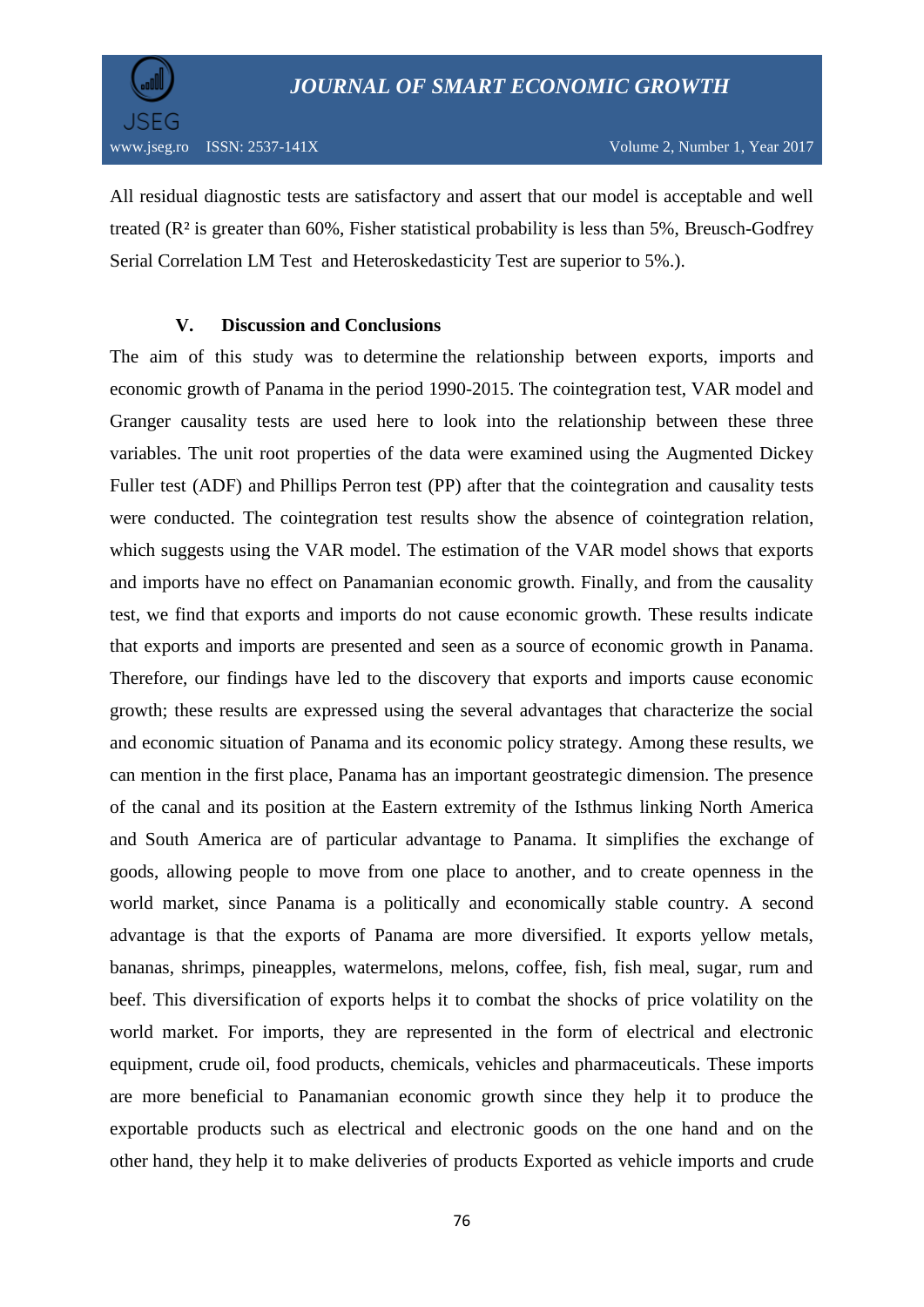All residual diagnostic tests are satisfactory and assert that our model is acceptable and well treated ($R^2$ is greater than 60%, Fisher statistical probability is less than 5%, Breusch-Godfrey Serial Correlation LM Test and Heteroskedasticity Test are superior to 5%.).

## V. Discussion and Conclusions

The aim of this study was to determine the relationship between exports, imports and economic growth of Panama in the period 1990-2015. The cointegration test, VAR model and Granger causality tests are used here to look into the relationship between these three variables. The unit root properties of the data were examined using the Augmented Dickey Fuller test (ADF) and Phillips Perron test (PP) after that the cointegration and causality tests were conducted. The cointegration test results show the absence of cointegration relation, which suggests using the VAR model. The estimation of the VAR model shows that exports and imports have no effect on Panamanian economic growth. Finally, and from the causality test, we find that exports and imports do not cause economic growth. These results indicate that exports and imports are presented and seen as a source of economic growth in Panama. Therefore, our findings have led to the discovery that exports and imports cause economic growth; these results are expressed using the several advantages that characterize the social and economic situation of Panama and its economic policy strategy. Among these results, we can mention in the first place, Panama has an important geostrategic dimension. The presence of the canal and its position at the Eastern extremity of the Isthmus linking North America and South America are of particular advantage to Panama. It simplifies the exchange of goods, allowing people to move from one place to another, and to create openness in the world market, since Panama is a politically and economically stable country. A second advantage is that the exports of Panama are more diversified. It exports yellow metals, bananas, shrimps, pineapples, watermelons, melons, coffee, fish, fish meal, sugar, rum and beef. This diversification of exports helps it to combat the shocks of price volatility on the world market. For imports, they are represented in the form of electrical and electronic equipment, crude oil, food products, chemicals, vehicles and pharmaceuticals. These imports are more beneficial to Panamanian economic growth since they help it to produce the exportable products such as electrical and electronic goods on the one hand and on the other hand, they help it to make deliveries of products Exported as vehicle imports and crude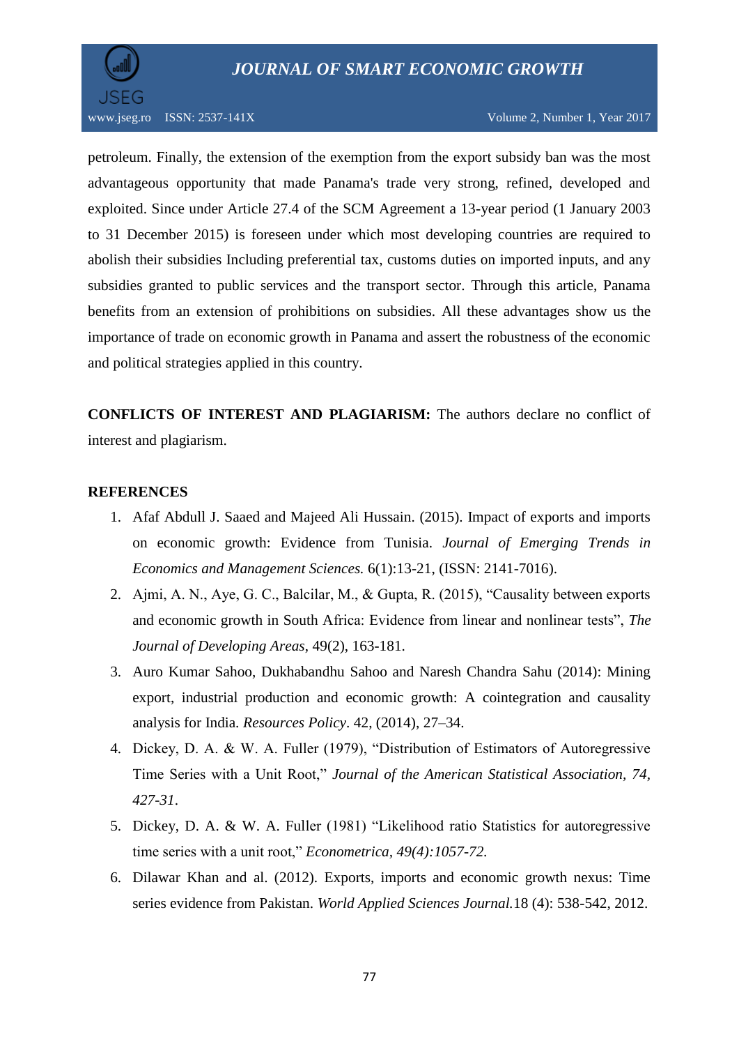petroleum. Finally, the extension of the exemption from the export subsidy ban was the most advantageous opportunity that made Panama's trade very strong, refined, developed and exploited. Since under Article 27.4 of the SCM Agreement a 13-year period (1 January 2003 to 31 December 2015) is foreseen under which most developing countries are required to abolish their subsidies Including preferential tax, customs duties on imported inputs, and any subsidies granted to public services and the transport sector. Through this article, Panama benefits from an extension of prohibitions on subsidies. All these advantages show us the importance of trade on economic growth in Panama and assert the robustness of the economic and political strategies applied in this country.

**CONFLICTS OF INTEREST AND PLAGIARISM:** The authors declare no conflict of interest and plagiarism.

**REFERENCES**

1. Afaf Abdull J. Saaed and Majeed Ali Hussain. (2015). Impact of exports and imports on economic growth: Evidence from Tunisia. *Journal of Emerging Trends in Economics and Management Sciences.* 6(1):13-21, (ISSN: 2141-7016).
2. Ajmi, A. N., Aye, G. C., Balcilar, M., & Gupta, R. (2015), "Causality between exports and economic growth in South Africa: Evidence from linear and nonlinear tests", *The Journal of Developing Areas*, 49(2), 163-181.
3. Auro Kumar Sahoo, Dukhabandhu Sahoo and Naresh Chandra Sahu (2014): Mining export, industrial production and economic growth: A cointegration and causality analysis for India. *Resources Policy*. 42, (2014), 27–34.
4. Dickey, D. A. & W. A. Fuller (1979), "Distribution of Estimators of Autoregressive Time Series with a Unit Root," *Journal of the American Statistical Association, 74, 427-31*.
5. Dickey, D. A. & W. A. Fuller (1981) "Likelihood ratio Statistics for autoregressive time series with a unit root," *Econometrica, 49(4):1057-72.*
6. Dilawar Khan and al. (2012). Exports, imports and economic growth nexus: Time series evidence from Pakistan. *World Applied Sciences Journal.*18 (4): 538-542, 2012.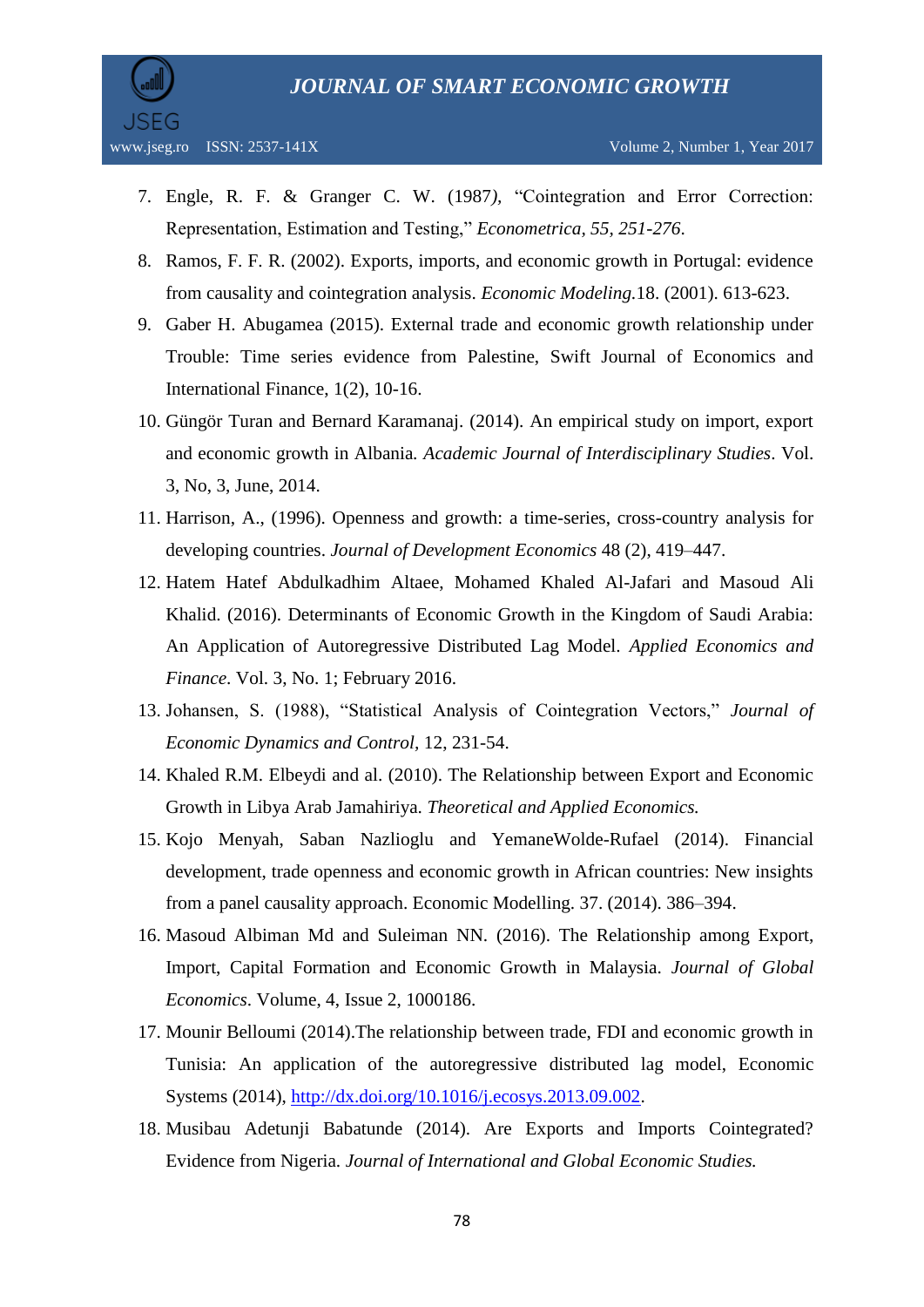7. Engle, R. F. & Granger C. W. (1987*)*, "Cointegration and Error Correction: Representation, Estimation and Testing," *Econometrica, 55, 251-276*.
8. Ramos, F. F. R. (2002). Exports, imports, and economic growth in Portugal: evidence from causality and cointegration analysis. *Economic Modeling*.18. (2001). 613-623.
9. Gaber H. Abugamea (2015). External trade and economic growth relationship under Trouble: Time series evidence from Palestine, Swift Journal of Economics and International Finance, 1(2), 10-16.
10. Güngör Turan and Bernard Karamanaj. (2014). An empirical study on import, export and economic growth in Albania. *Academic Journal of Interdisciplinary Studies*. Vol. 3, No, 3, June, 2014.
11. Harrison, A., (1996). Openness and growth: a time-series, cross-country analysis for developing countries. *Journal of Development Economics* 48 (2), 419–447.
12. Hatem Hatef Abdulkadhim Altaee, Mohamed Khaled Al-Jafari and Masoud Ali Khalid. (2016). Determinants of Economic Growth in the Kingdom of Saudi Arabia: An Application of Autoregressive Distributed Lag Model. *Applied Economics and Finance*. Vol. 3, No. 1; February 2016.
13. Johansen, S. (1988), "Statistical Analysis of Cointegration Vectors," *Journal of Economic Dynamics and Control*, 12, 231-54.
14. Khaled R.M. Elbeydi and al. (2010). The Relationship between Export and Economic Growth in Libya Arab Jamahiriya. *Theoretical and Applied Economics.*
15. Kojo Menyah, Saban Nazlioglu and YemaneWolde-Rufael (2014). Financial development, trade openness and economic growth in African countries: New insights from a panel causality approach. Economic Modelling. 37. (2014). 386–394.
16. Masoud Albiman Md and Suleiman NN. (2016). The Relationship among Export, Import, Capital Formation and Economic Growth in Malaysia. *Journal of Global Economics*. Volume, 4, Issue 2, 1000186.
17. Mounir Belloumi (2014).The relationship between trade, FDI and economic growth in Tunisia: An application of the autoregressive distributed lag model, Economic Systems (2014), http://dx.doi.org/10.1016/j.ecosys.2013.09.002.
18. Musibau Adetunji Babatunde (2014). Are Exports and Imports Cointegrated? Evidence from Nigeria. *Journal of International and Global Economic Studies.*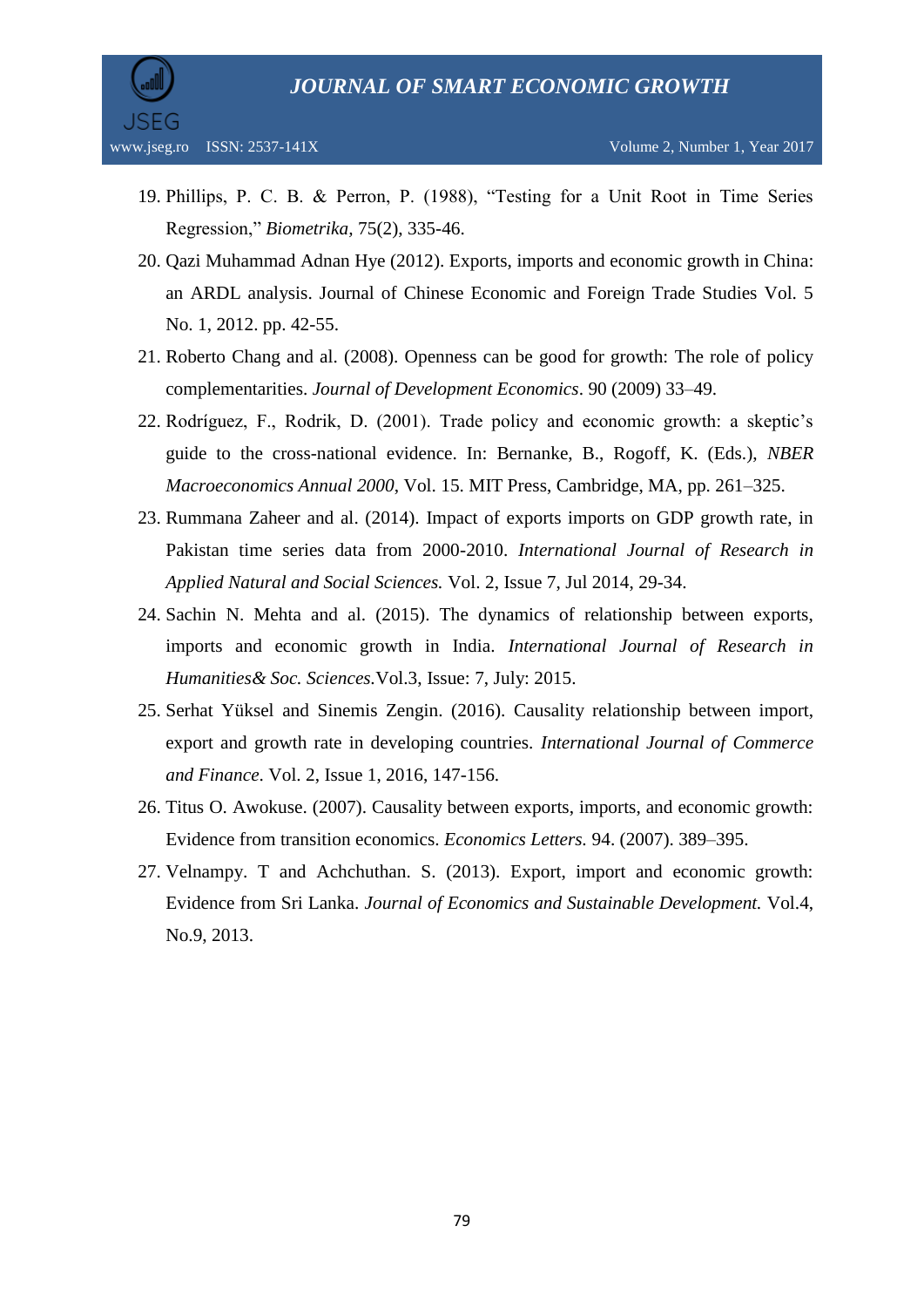19. Phillips, P. C. B. & Perron, P. (1988), "Testing for a Unit Root in Time Series Regression," *Biometrika*, 75(2), 335-46.
20. Qazi Muhammad Adnan Hye (2012). Exports, imports and economic growth in China: an ARDL analysis. Journal of Chinese Economic and Foreign Trade Studies Vol. 5 No. 1, 2012. pp. 42-55.
21. Roberto Chang and al. (2008). Openness can be good for growth: The role of policy complementarities. *Journal of Development Economics*. 90 (2009) 33–49.
22. Rodríguez, F., Rodrik, D. (2001). Trade policy and economic growth: a skeptic's guide to the cross-national evidence. In: Bernanke, B., Rogoff, K. (Eds.), *NBER Macroeconomics Annual 2000*, Vol. 15. MIT Press, Cambridge, MA, pp. 261–325.
23. Rummana Zaheer and al. (2014). Impact of exports imports on GDP growth rate, in Pakistan time series data from 2000-2010. *International Journal of Research in Applied Natural and Social Sciences.* Vol. 2, Issue 7, Jul 2014, 29-34.
24. Sachin N. Mehta and al. (2015). The dynamics of relationship between exports, imports and economic growth in India. *International Journal of Research in Humanities& Soc. Sciences.*Vol.3, Issue: 7, July: 2015.
25. Serhat Yüksel and Sinemis Zengin. (2016). Causality relationship between import, export and growth rate in developing countries. *International Journal of Commerce and Finance.* Vol. 2, Issue 1, 2016, 147-156.
26. Titus O. Awokuse. (2007). Causality between exports, imports, and economic growth: Evidence from transition economics. *Economics Letters.* 94. (2007). 389–395.
27. Velnampy. T and Achchuthan. S. (2013). Export, import and economic growth: Evidence from Sri Lanka. *Journal of Economics and Sustainable Development.* Vol.4, No.9, 2013.